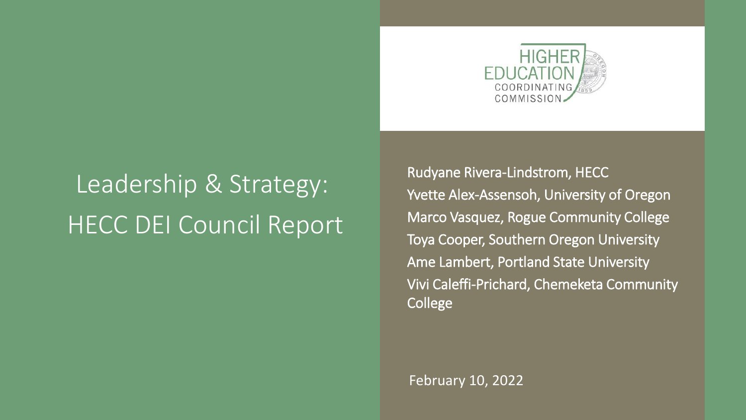# Leadership & Strategy: HECC DEI Council Report

HIGHER EDUCATION COORDINATING COMMISSION

Rudyane Rivera-Lindstrom, HECC
Yvette Alex-Assensoh, University of Oregon
Marco Vasquez, Rogue Community College
Toya Cooper, Southern Oregon University
Ame Lambert, Portland State University
Vivi Caleffi-Prichard, Chemeketa Community College

February 10, 2022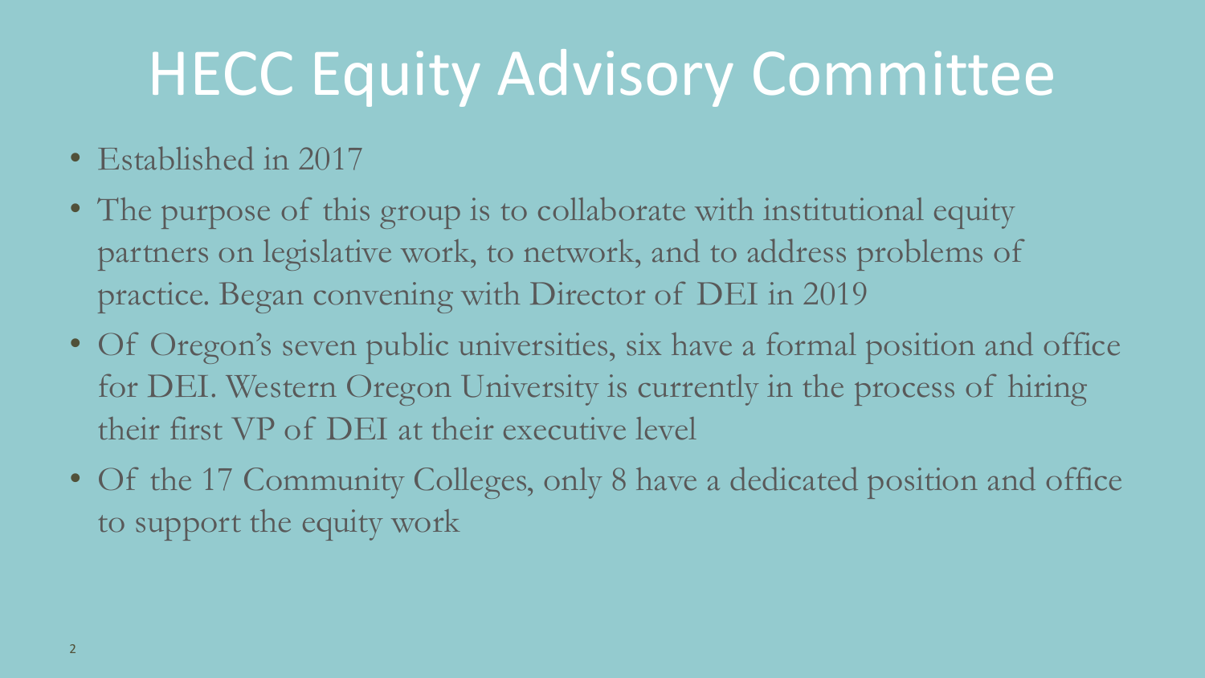# HECC Equity Advisory Committee

- Established in 2017
- The purpose of this group is to collaborate with institutional equity partners on legislative work, to network, and to address problems of practice. Began convening with Director of DEI in 2019
- Of Oregon's seven public universities, six have a formal position and office for DEI. Western Oregon University is currently in the process of hiring their first VP of DEI at their executive level
- Of the 17 Community Colleges, only 8 have a dedicated position and office to support the equity work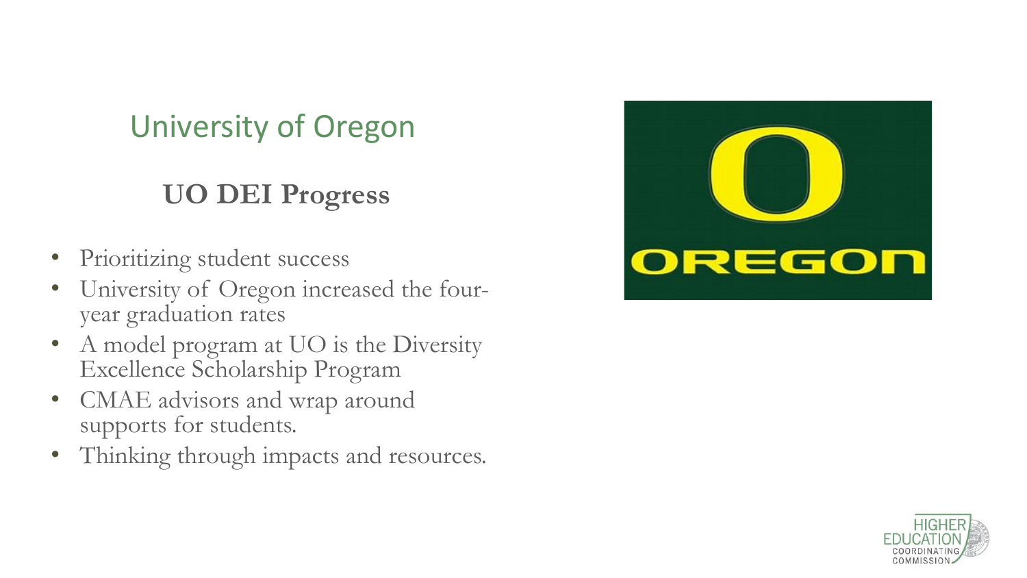## University of Oregon

### UO DEI Progress

- Prioritizing student success
- University of Oregon increased the four-year graduation rates
- A model program at UO is the Diversity Excellence Scholarship Program
- CMAE advisors and wrap around supports for students.
- Thinking through impacts and resources.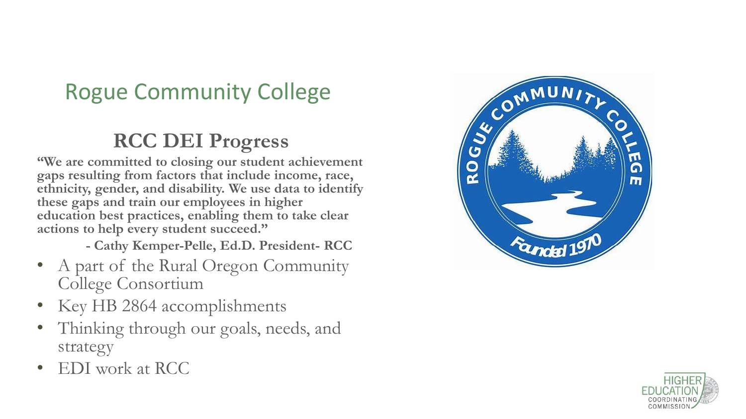# Rogue Community College

## RCC DEI Progress

**"We are committed to closing our student achievement gaps resulting from factors that include income, race, ethnicity, gender, and disability. We use data to identify these gaps and train our employees in higher education best practices, enabling them to take clear actions to help every student succeed."**

**- Cathy Kemper-Pelle, Ed.D. President- RCC**

- A part of the Rural Oregon Community College Consortium
- Key HB 2864 accomplishments
- Thinking through our goals, needs, and strategy
- EDI work at RCC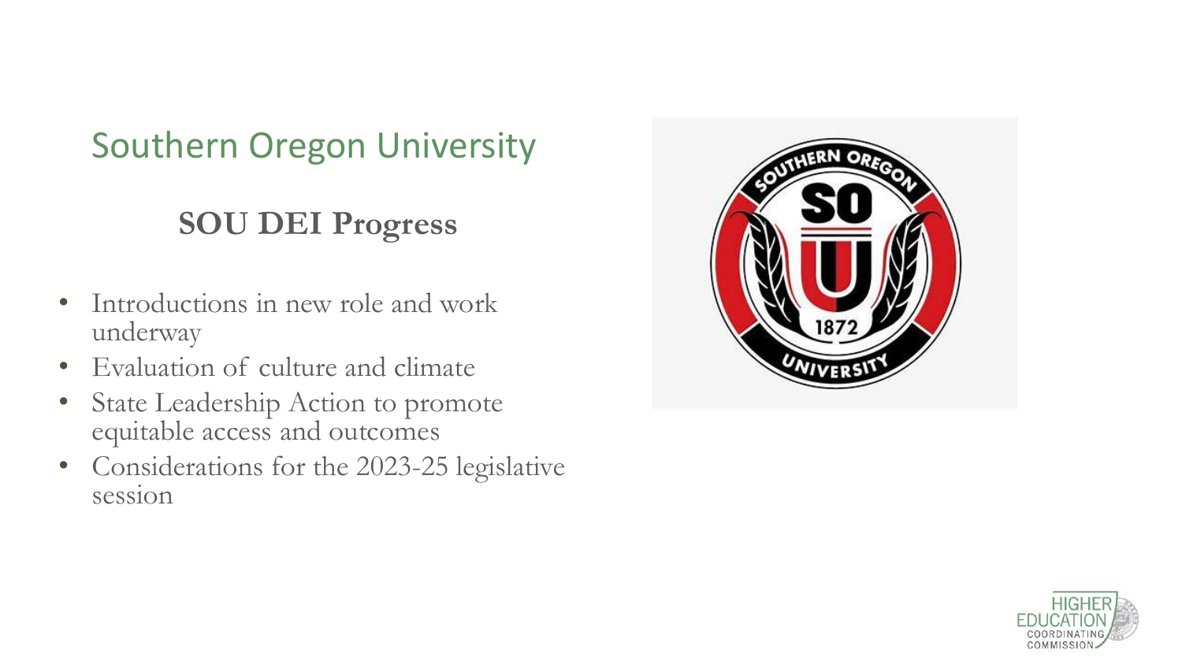## Southern Oregon University

### SOU DEI Progress

- Introductions in new role and work underway
- Evaluation of culture and climate
- State Leadership Action to promote equitable access and outcomes
- Considerations for the 2023-25 legislative session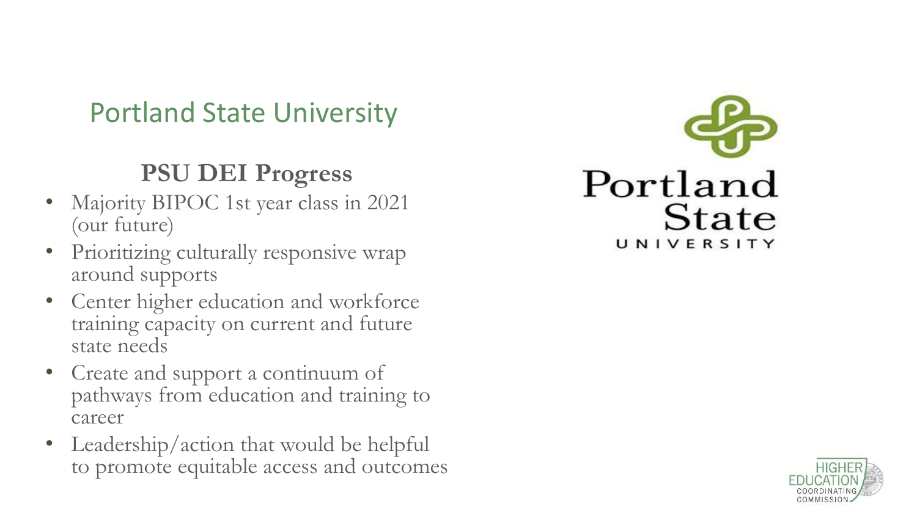## Portland State University

### PSU DEI Progress

- Majority BIPOC 1st year class in 2021 (our future)
- Prioritizing culturally responsive wrap around supports
- Center higher education and workforce training capacity on current and future state needs
- Create and support a continuum of pathways from education and training to career
- Leadership/action that would be helpful to promote equitable access and outcomes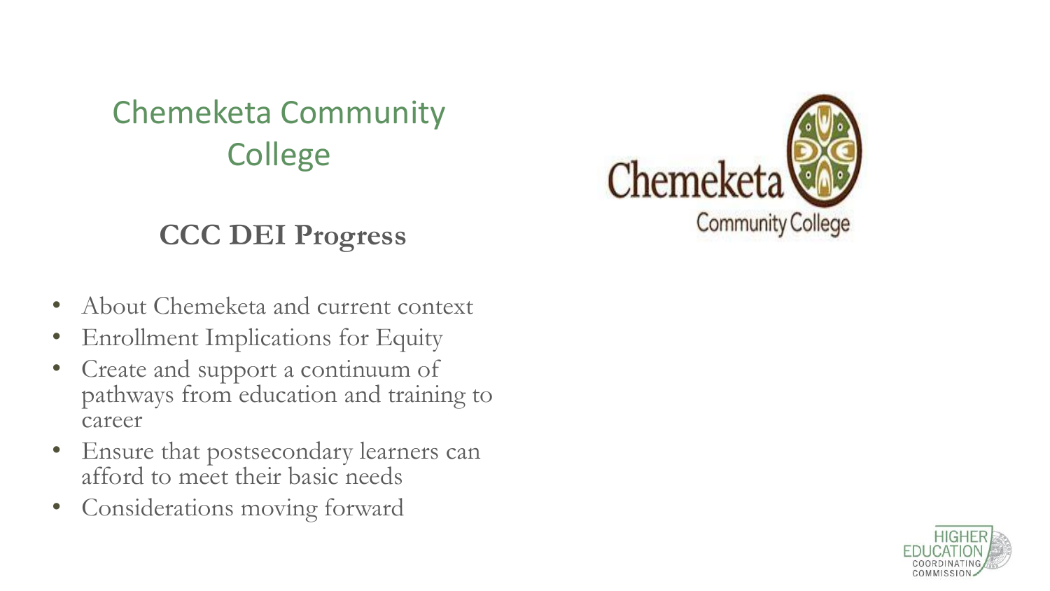# Chemeketa Community College

## CCC DEI Progress

- About Chemeketa and current context
- Enrollment Implications for Equity
- Create and support a continuum of pathways from education and training to career
- Ensure that postsecondary learners can afford to meet their basic needs
- Considerations moving forward